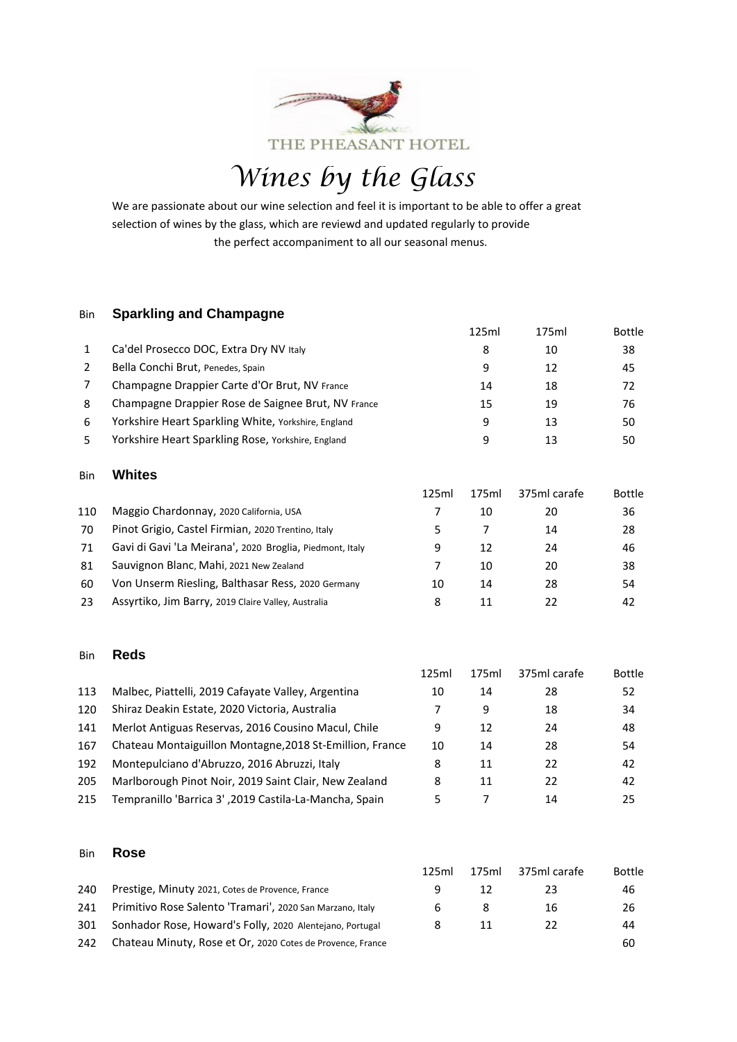THE PHEASANT HOTEL

# *Wines by the Glass*

We are passionate about our wine selection and feel it is important to be able to offer a great selection of wines by the glass, which are reviewd and updated regularly to provide the perfect accompaniment to all our seasonal menus.

## Sparkling and Champagne

| Bin | Sparkling and Champagne | 125ml | 175ml | Bottle |
|---|---|---|---|---|
| 1 | Ca'del Prosecco DOC, Extra Dry NV Italy | 8 | 10 | 38 |
| 2 | Bella Conchi Brut, Penedes, Spain | 9 | 12 | 45 |
| 7 | Champagne Drappier Carte d'Or Brut, NV France | 14 | 18 | 72 |
| 8 | Champagne Drappier Rose de Saignee Brut, NV France | 15 | 19 | 76 |
| 6 | Yorkshire Heart Sparkling White, Yorkshire, England | 9 | 13 | 50 |
| 5 | Yorkshire Heart Sparkling Rose, Yorkshire, England | 9 | 13 | 50 |

## Whites

| Bin | Whites | 125ml | 175ml | 375ml carafe | Bottle |
|---|---|---|---|---|---|
| 110 | Maggio Chardonnay, 2020 California, USA | 7 | 10 | 20 | 36 |
| 70 | Pinot Grigio, Castel Firmian, 2020 Trentino, Italy | 5 | 7 | 14 | 28 |
| 71 | Gavi di Gavi 'La Meirana', 2020 Broglia, Piedmont, Italy | 9 | 12 | 24 | 46 |
| 81 | Sauvignon Blanc, Mahi, 2021 New Zealand | 7 | 10 | 20 | 38 |
| 60 | Von Unserm Riesling, Balthasar Ress, 2020 Germany | 10 | 14 | 28 | 54 |
| 23 | Assyrtiko, Jim Barry, 2019 Claire Valley, Australia | 8 | 11 | 22 | 42 |

## Reds

| Bin | Reds | 125ml | 175ml | 375ml carafe | Bottle |
|---|---|---|---|---|---|
| 113 | Malbec, Piattelli, 2019 Cafayate Valley, Argentina | 10 | 14 | 28 | 52 |
| 120 | Shiraz Deakin Estate, 2020 Victoria, Australia | 7 | 9 | 18 | 34 |
| 141 | Merlot Antiguas Reservas, 2016 Cousino Macul, Chile | 9 | 12 | 24 | 48 |
| 167 | Chateau Montaiguillon Montagne,2018 St-Emillion, France | 10 | 14 | 28 | 54 |
| 192 | Montepulciano d'Abruzzo, 2016 Abruzzi, Italy | 8 | 11 | 22 | 42 |
| 205 | Marlborough Pinot Noir, 2019 Saint Clair, New Zealand | 8 | 11 | 22 | 42 |
| 215 | Tempranillo 'Barrica 3' ,2019 Castila-La-Mancha, Spain | 5 | 7 | 14 | 25 |

## Rose

| Bin | Rose | 125ml | 175ml | 375ml carafe | Bottle |
|---|---|---|---|---|---|
| 240 | Prestige, Minuty 2021, Cotes de Provence, France | 9 | 12 | 23 | 46 |
| 241 | Primitivo Rose Salento 'Tramari', 2020 San Marzano, Italy | 6 | 8 | 16 | 26 |
| 301 | Sonhador Rose, Howard's Folly, 2020 Alentejano, Portugal | 8 | 11 | 22 | 44 |
| 242 | Chateau Minuty, Rose et Or, 2020 Cotes de Provence, France | | | | 60 |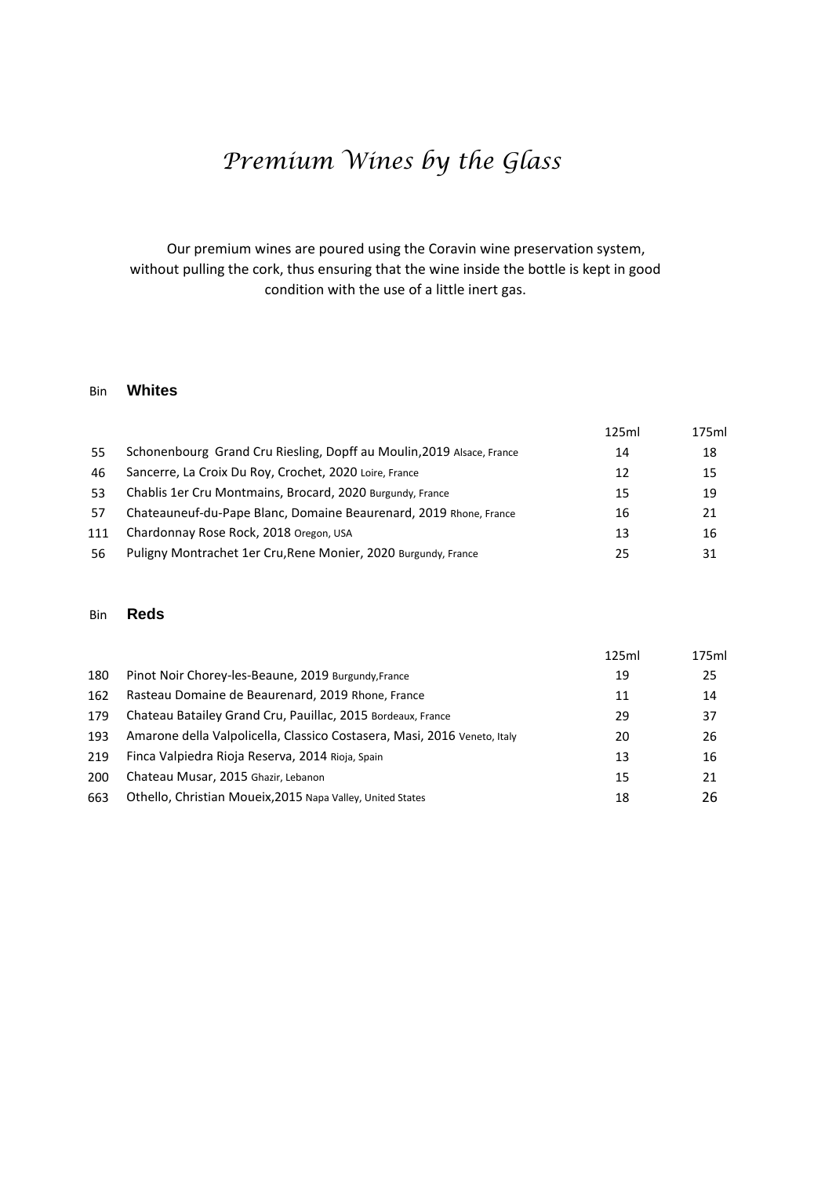# *Premium Wines by the Glass*

Our premium wines are poured using the Coravin wine preservation system, without pulling the cork, thus ensuring that the wine inside the bottle is kept in good condition with the use of a little inert gas.

## Whites

| Bin | Whites | 125ml | 175ml |
|---|---|---|---|
| 55 | Schonenbourg Grand Cru Riesling, Dopff au Moulin,2019 Alsace, France | 14 | 18 |
| 46 | Sancerre, La Croix Du Roy, Crochet, 2020 Loire, France | 12 | 15 |
| 53 | Chablis 1er Cru Montmains, Brocard, 2020 Burgundy, France | 15 | 19 |
| 57 | Chateauneuf-du-Pape Blanc, Domaine Beaurenard, 2019 Rhone, France | 16 | 21 |
| 111 | Chardonnay Rose Rock, 2018 Oregon, USA | 13 | 16 |
| 56 | Puligny Montrachet 1er Cru,Rene Monier, 2020 Burgundy, France | 25 | 31 |

## Reds

| Bin | Reds | 125ml | 175ml |
|---|---|---|---|
| 180 | Pinot Noir Chorey-les-Beaune, 2019 Burgundy,France | 19 | 25 |
| 162 | Rasteau Domaine de Beaurenard, 2019 Rhone, France | 11 | 14 |
| 179 | Chateau Batailey Grand Cru, Pauillac, 2015 Bordeaux, France | 29 | 37 |
| 193 | Amarone della Valpolicella, Classico Costasera, Masi, 2016 Veneto, Italy | 20 | 26 |
| 219 | Finca Valpiedra Rioja Reserva, 2014 Rioja, Spain | 13 | 16 |
| 200 | Chateau Musar, 2015 Ghazir, Lebanon | 15 | 21 |
| 663 | Othello, Christian Moueix,2015 Napa Valley, United States | 18 | 26 |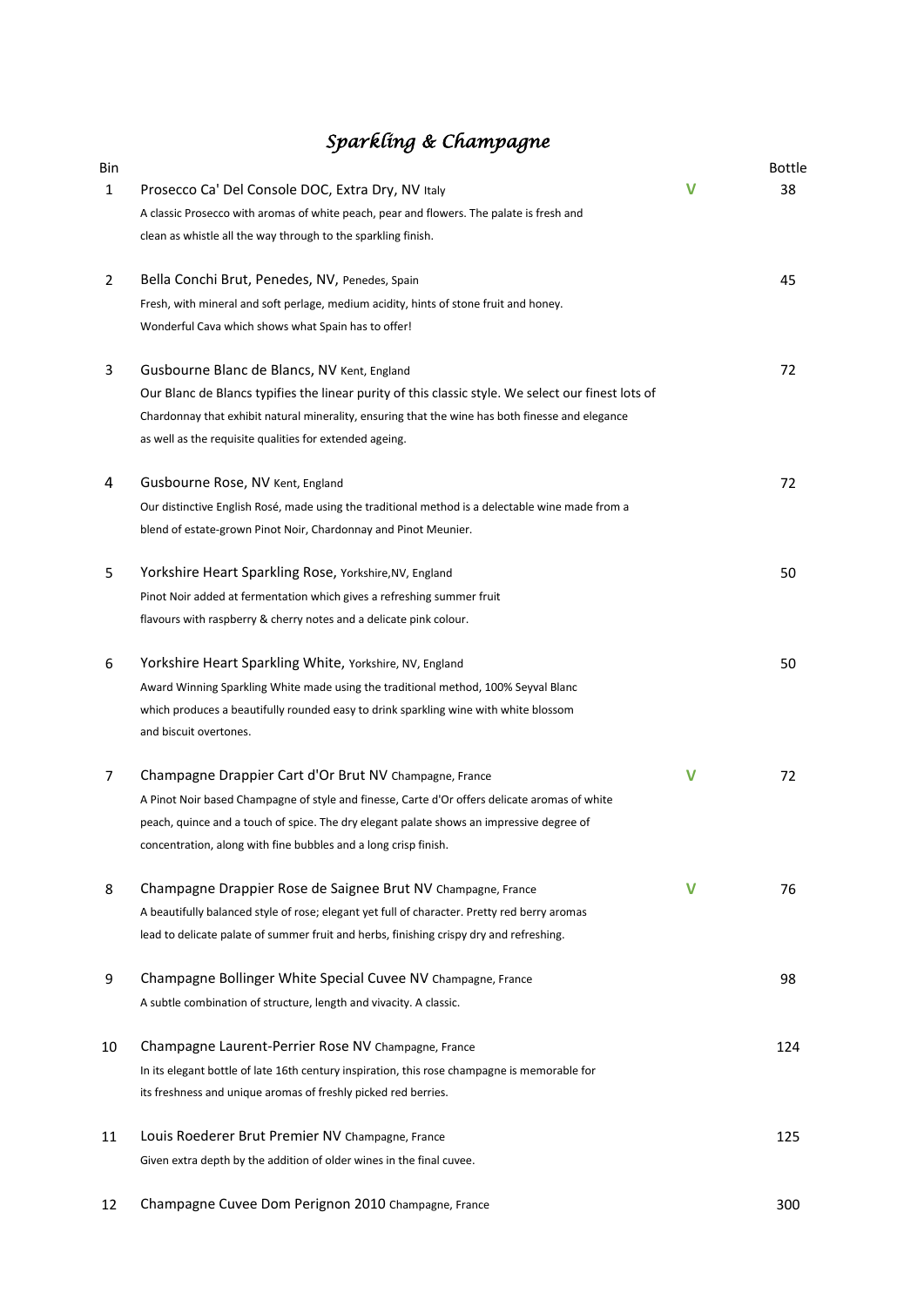# *Sparkling & Champagne*

| Bin | | | Bottle |
|---|---|---|---|
| 1 | Prosecco Ca' Del Console DOC, Extra Dry, NV Italy<br>A classic Prosecco with aromas of white peach, pear and flowers. The palate is fresh and clean as whistle all the way through to the sparkling finish. | V | 38 |
| 2 | Bella Conchi Brut, Penedes, NV, Penedes, Spain<br>Fresh, with mineral and soft perlage, medium acidity, hints of stone fruit and honey. Wonderful Cava which shows what Spain has to offer! | | 45 |
| 3 | Gusbourne Blanc de Blancs, NV Kent, England<br>Our Blanc de Blancs typifies the linear purity of this classic style. We select our finest lots of Chardonnay that exhibit natural minerality, ensuring that the wine has both finesse and elegance as well as the requisite qualities for extended ageing. | | 72 |
| 4 | Gusbourne Rose, NV Kent, England<br>Our distinctive English Rosé, made using the traditional method is a delectable wine made from a blend of estate-grown Pinot Noir, Chardonnay and Pinot Meunier. | | 72 |
| 5 | Yorkshire Heart Sparkling Rose, Yorkshire,NV, England<br>Pinot Noir added at fermentation which gives a refreshing summer fruit flavours with raspberry & cherry notes and a delicate pink colour. | | 50 |
| 6 | Yorkshire Heart Sparkling White, Yorkshire, NV, England<br>Award Winning Sparkling White made using the traditional method, 100% Seyval Blanc which produces a beautifully rounded easy to drink sparkling wine with white blossom and biscuit overtones. | | 50 |
| 7 | Champagne Drappier Cart d'Or Brut NV Champagne, France<br>A Pinot Noir based Champagne of style and finesse, Carte d'Or offers delicate aromas of white peach, quince and a touch of spice. The dry elegant palate shows an impressive degree of concentration, along with fine bubbles and a long crisp finish. | V | 72 |
| 8 | Champagne Drappier Rose de Saignee Brut NV Champagne, France<br>A beautifully balanced style of rose; elegant yet full of character. Pretty red berry aromas lead to delicate palate of summer fruit and herbs, finishing crispy dry and refreshing. | V | 76 |
| 9 | Champagne Bollinger White Special Cuvee NV Champagne, France<br>A subtle combination of structure, length and vivacity. A classic. | | 98 |
| 10 | Champagne Laurent-Perrier Rose NV Champagne, France<br>In its elegant bottle of late 16th century inspiration, this rose champagne is memorable for its freshness and unique aromas of freshly picked red berries. | | 124 |
| 11 | Louis Roederer Brut Premier NV Champagne, France<br>Given extra depth by the addition of older wines in the final cuvee. | | 125 |
| 12 | Champagne Cuvee Dom Perignon 2010 Champagne, France | | 300 |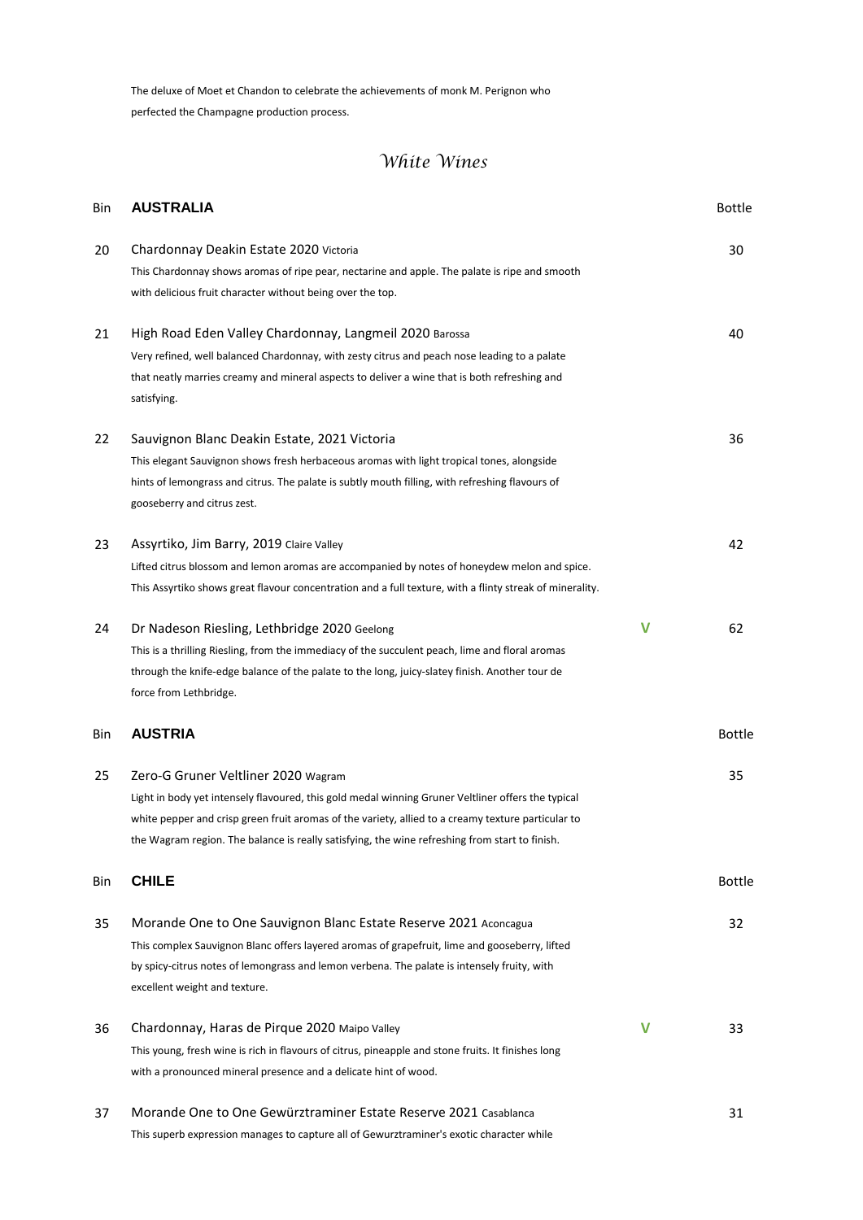The deluxe of Moet et Chandon to celebrate the achievements of monk M. Perignon who perfected the Champagne production process.

## *White Wines*

| Bin | AUSTRALIA | | Bottle |
|---|---|---|---|
| 20 | Chardonnay Deakin Estate 2020 Victoria<br>This Chardonnay shows aromas of ripe pear, nectarine and apple. The palate is ripe and smooth with delicious fruit character without being over the top. | | 30 |
| 21 | High Road Eden Valley Chardonnay, Langmeil 2020 Barossa<br>Very refined, well balanced Chardonnay, with zesty citrus and peach nose leading to a palate that neatly marries creamy and mineral aspects to deliver a wine that is both refreshing and satisfying. | | 40 |
| 22 | Sauvignon Blanc Deakin Estate, 2021 Victoria<br>This elegant Sauvignon shows fresh herbaceous aromas with light tropical tones, alongside hints of lemongrass and citrus. The palate is subtly mouth filling, with refreshing flavours of gooseberry and citrus zest. | | 36 |
| 23 | Assyrtiko, Jim Barry, 2019 Claire Valley<br>Lifted citrus blossom and lemon aromas are accompanied by notes of honeydew melon and spice. This Assyrtiko shows great flavour concentration and a full texture, with a flinty streak of minerality. | | 42 |
| 24 | Dr Nadeson Riesling, Lethbridge 2020 Geelong<br>This is a thrilling Riesling, from the immediacy of the succulent peach, lime and floral aromas through the knife-edge balance of the palate to the long, juicy-slatey finish. Another tour de force from Lethbridge. | V | 62 |

| Bin | AUSTRIA | | Bottle |
|---|---|---|---|
| 25 | Zero-G Gruner Veltliner 2020 Wagram<br>Light in body yet intensely flavoured, this gold medal winning Gruner Veltliner offers the typical white pepper and crisp green fruit aromas of the variety, allied to a creamy texture particular to the Wagram region. The balance is really satisfying, the wine refreshing from start to finish. | | 35 |

| Bin | CHILE | | Bottle |
|---|---|---|---|
| 35 | Morande One to One Sauvignon Blanc Estate Reserve 2021 Aconcagua<br>This complex Sauvignon Blanc offers layered aromas of grapefruit, lime and gooseberry, lifted by spicy-citrus notes of lemongrass and lemon verbena. The palate is intensely fruity, with excellent weight and texture. | | 32 |
| 36 | Chardonnay, Haras de Pirque 2020 Maipo Valley<br>This young, fresh wine is rich in flavours of citrus, pineapple and stone fruits. It finishes long with a pronounced mineral presence and a delicate hint of wood. | V | 33 |
| 37 | Morande One to One Gewürztraminer Estate Reserve 2021 Casablanca<br>This superb expression manages to capture all of Gewurztraminer's exotic character while | | 31 |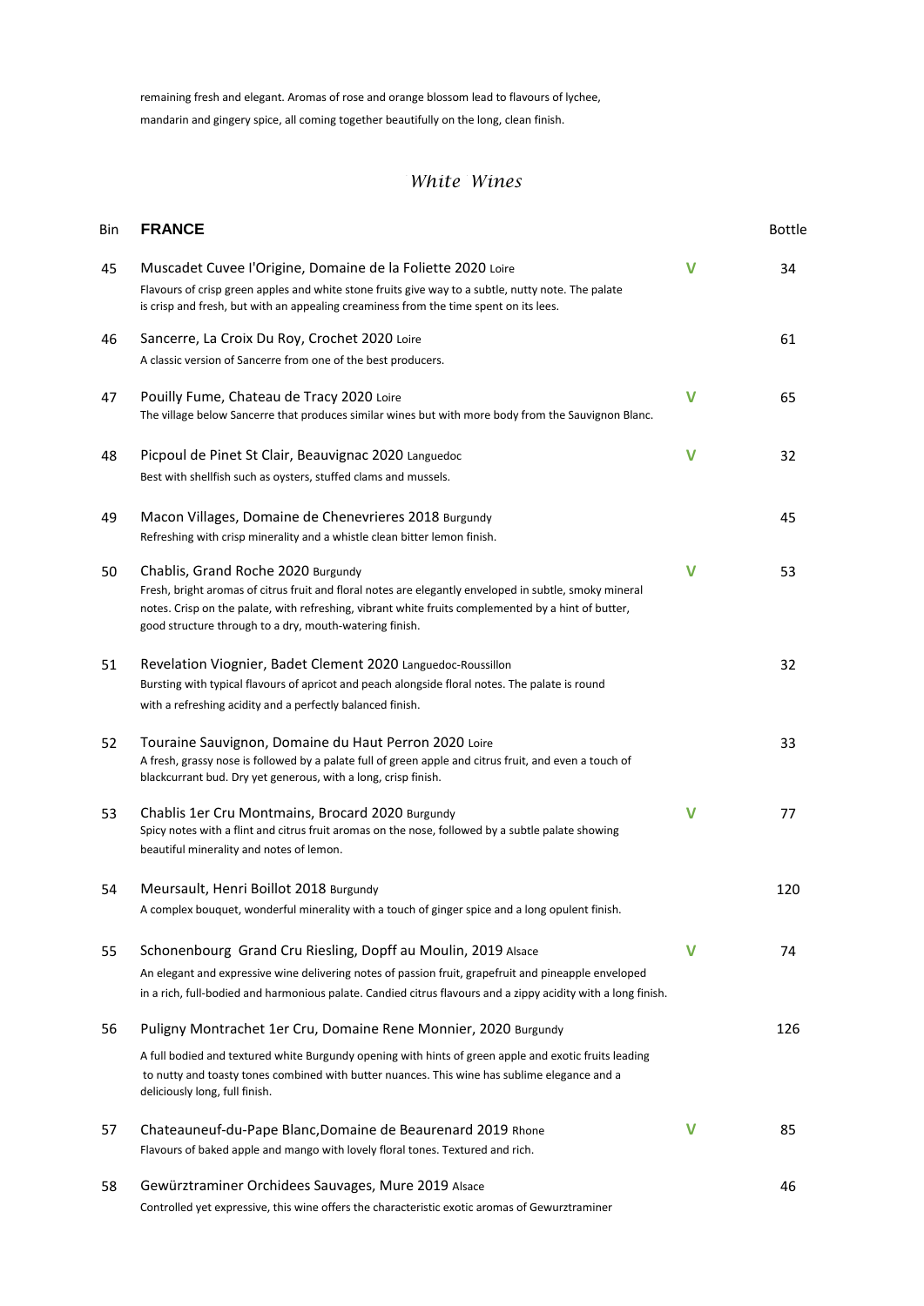remaining fresh and elegant. Aromas of rose and orange blossom lead to flavours of lychee, mandarin and gingery spice, all coming together beautifully on the long, clean finish.

## *White Wines*

| Bin | **FRANCE** | | Bottle |
|---|---|---|---|
| 45 | Muscadet Cuvee l'Origine, Domaine de la Foliette 2020 Loire<br>Flavours of crisp green apples and white stone fruits give way to a subtle, nutty note. The palate is crisp and fresh, but with an appealing creaminess from the time spent on its lees. | V | 34 |
| 46 | Sancerre, La Croix Du Roy, Crochet 2020 Loire<br>A classic version of Sancerre from one of the best producers. | | 61 |
| 47 | Pouilly Fume, Chateau de Tracy 2020 Loire<br>The village below Sancerre that produces similar wines but with more body from the Sauvignon Blanc. | V | 65 |
| 48 | Picpoul de Pinet St Clair, Beauvignac 2020 Languedoc<br>Best with shellfish such as oysters, stuffed clams and mussels. | V | 32 |
| 49 | Macon Villages, Domaine de Chenevrieres 2018 Burgundy<br>Refreshing with crisp minerality and a whistle clean bitter lemon finish. | | 45 |
| 50 | Chablis, Grand Roche 2020 Burgundy<br>Fresh, bright aromas of citrus fruit and floral notes are elegantly enveloped in subtle, smoky mineral notes. Crisp on the palate, with refreshing, vibrant white fruits complemented by a hint of butter, good structure through to a dry, mouth-watering finish. | V | 53 |
| 51 | Revelation Viognier, Badet Clement 2020 Languedoc-Roussillon<br>Bursting with typical flavours of apricot and peach alongside floral notes. The palate is round with a refreshing acidity and a perfectly balanced finish. | | 32 |
| 52 | Touraine Sauvignon, Domaine du Haut Perron 2020 Loire<br>A fresh, grassy nose is followed by a palate full of green apple and citrus fruit, and even a touch of blackcurrant bud. Dry yet generous, with a long, crisp finish. | | 33 |
| 53 | Chablis 1er Cru Montmains, Brocard 2020 Burgundy<br>Spicy notes with a flint and citrus fruit aromas on the nose, followed by a subtle palate showing beautiful minerality and notes of lemon. | V | 77 |
| 54 | Meursault, Henri Boillot 2018 Burgundy<br>A complex bouquet, wonderful minerality with a touch of ginger spice and a long opulent finish. | | 120 |
| 55 | Schonenbourg Grand Cru Riesling, Dopff au Moulin, 2019 Alsace<br>An elegant and expressive wine delivering notes of passion fruit, grapefruit and pineapple enveloped in a rich, full-bodied and harmonious palate. Candied citrus flavours and a zippy acidity with a long finish. | V | 74 |
| 56 | Puligny Montrachet 1er Cru, Domaine Rene Monnier, 2020 Burgundy<br>A full bodied and textured white Burgundy opening with hints of green apple and exotic fruits leading to nutty and toasty tones combined with butter nuances. This wine has sublime elegance and a deliciously long, full finish. | | 126 |
| 57 | Chateauneuf-du-Pape Blanc,Domaine de Beaurenard 2019 Rhone<br>Flavours of baked apple and mango with lovely floral tones. Textured and rich. | V | 85 |
| 58 | Gewürztraminer Orchidees Sauvages, Mure 2019 Alsace<br>Controlled yet expressive, this wine offers the characteristic exotic aromas of Gewurztraminer | | 46 |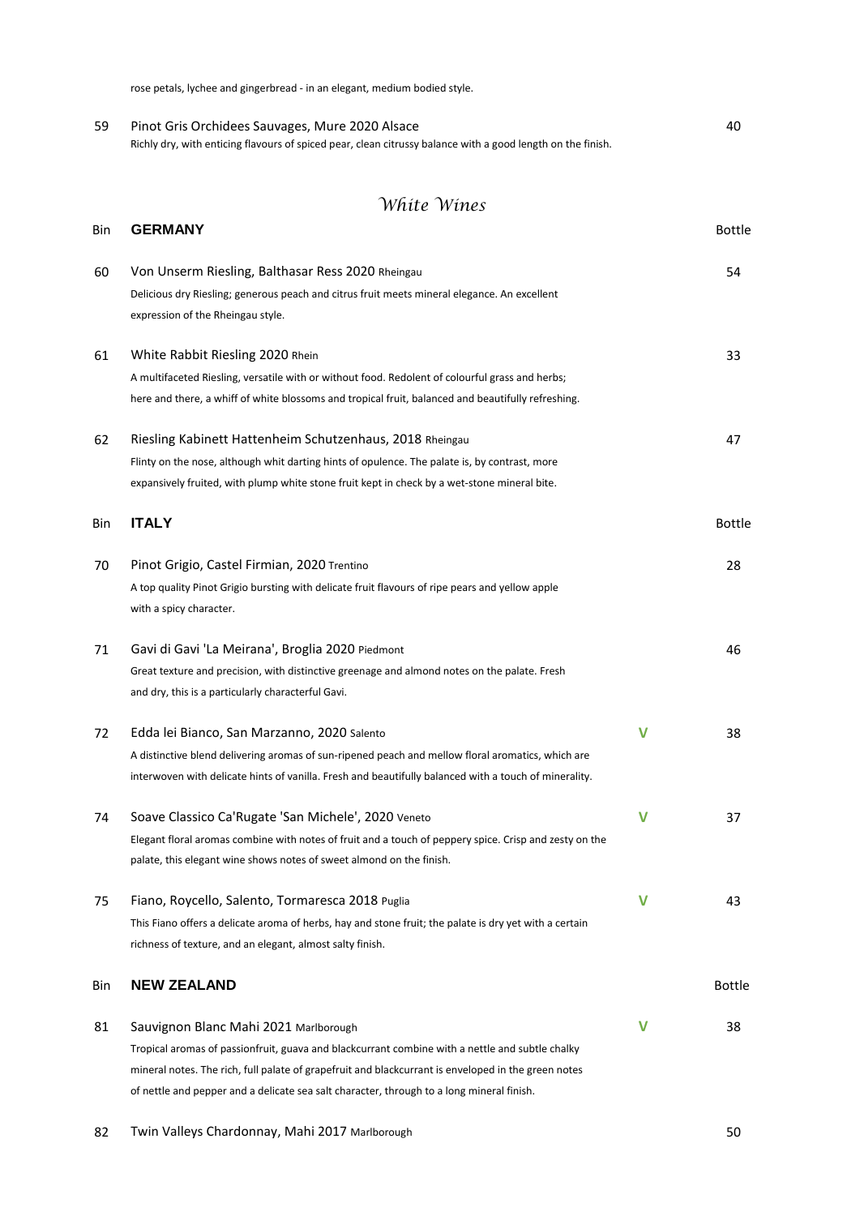rose petals, lychee and gingerbread - in an elegant, medium bodied style.

| | | | |
|---|---|---|---|
| 59 | Pinot Gris Orchidees Sauvages, Mure 2020 Alsace<br>Richly dry, with enticing flavours of spiced pear, clean citrussy balance with a good length on the finish. | | 40 |

## *White Wines*

| Bin | **GERMANY** | | Bottle |
|---|---|---|---|
| 60 | Von Unserm Riesling, Balthasar Ress 2020 Rheingau<br>Delicious dry Riesling; generous peach and citrus fruit meets mineral elegance. An excellent expression of the Rheingau style. | | 54 |
| 61 | White Rabbit Riesling 2020 Rhein<br>A multifaceted Riesling, versatile with or without food. Redolent of colourful grass and herbs; here and there, a whiff of white blossoms and tropical fruit, balanced and beautifully refreshing. | | 33 |
| 62 | Riesling Kabinett Hattenheim Schutzenhaus, 2018 Rheingau<br>Flinty on the nose, although whit darting hints of opulence. The palate is, by contrast, more expansively fruited, with plump white stone fruit kept in check by a wet-stone mineral bite. | | 47 |

| Bin | **ITALY** | | Bottle |
|---|---|---|---|
| 70 | Pinot Grigio, Castel Firmian, 2020 Trentino<br>A top quality Pinot Grigio bursting with delicate fruit flavours of ripe pears and yellow apple with a spicy character. | | 28 |
| 71 | Gavi di Gavi 'La Meirana', Broglia 2020 Piedmont<br>Great texture and precision, with distinctive greenage and almond notes on the palate. Fresh and dry, this is a particularly characterful Gavi. | | 46 |
| 72 | Edda lei Bianco, San Marzanno, 2020 Salento<br>A distinctive blend delivering aromas of sun-ripened peach and mellow floral aromatics, which are interwoven with delicate hints of vanilla. Fresh and beautifully balanced with a touch of minerality. | V | 38 |
| 74 | Soave Classico Ca'Rugate 'San Michele', 2020 Veneto<br>Elegant floral aromas combine with notes of fruit and a touch of peppery spice. Crisp and zesty on the palate, this elegant wine shows notes of sweet almond on the finish. | V | 37 |
| 75 | Fiano, Roycello, Salento, Tormaresca 2018 Puglia<br>This Fiano offers a delicate aroma of herbs, hay and stone fruit; the palate is dry yet with a certain richness of texture, and an elegant, almost salty finish. | V | 43 |

| Bin | **NEW ZEALAND** | | Bottle |
|---|---|---|---|
| 81 | Sauvignon Blanc Mahi 2021 Marlborough<br>Tropical aromas of passionfruit, guava and blackcurrant combine with a nettle and subtle chalky mineral notes. The rich, full palate of grapefruit and blackcurrant is enveloped in the green notes of nettle and pepper and a delicate sea salt character, through to a long mineral finish. | V | 38 |
| 82 | Twin Valleys Chardonnay, Mahi 2017 Marlborough | | 50 |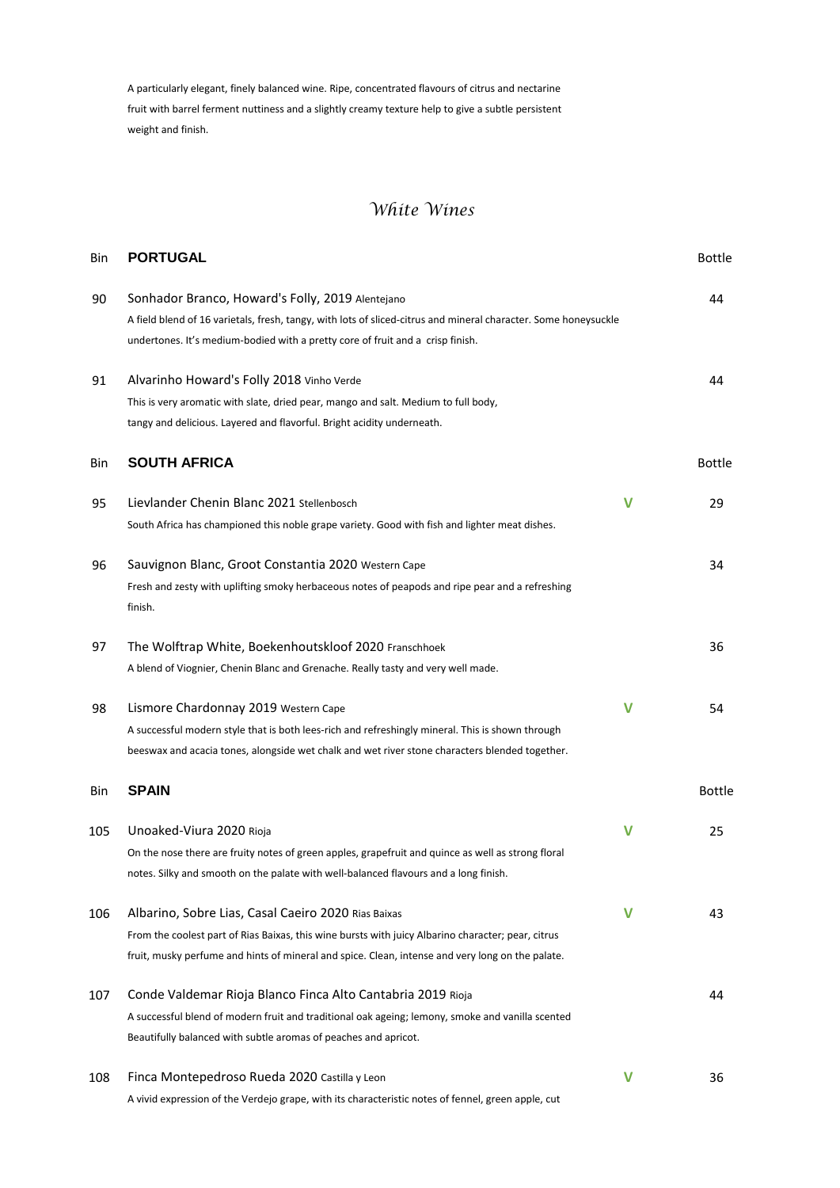A particularly elegant, finely balanced wine. Ripe, concentrated flavours of citrus and nectarine fruit with barrel ferment nuttiness and a slightly creamy texture help to give a subtle persistent weight and finish.

# *White Wines*

| Bin | **PORTUGAL** | | Bottle |
|---|---|---|---|
| 90 | Sonhador Branco, Howard's Folly, 2019 Alentejano<br>A field blend of 16 varietals, fresh, tangy, with lots of sliced-citrus and mineral character. Some honeysuckle undertones. It's medium-bodied with a pretty core of fruit and a crisp finish. | | 44 |
| 91 | Alvarinho Howard's Folly 2018 Vinho Verde<br>This is very aromatic with slate, dried pear, mango and salt. Medium to full body, tangy and delicious. Layered and flavorful. Bright acidity underneath. | | 44 |

| Bin | **SOUTH AFRICA** | | Bottle |
|---|---|---|---|
| 95 | Lievlander Chenin Blanc 2021 Stellenbosch<br>South Africa has championed this noble grape variety. Good with fish and lighter meat dishes. | V | 29 |
| 96 | Sauvignon Blanc, Groot Constantia 2020 Western Cape<br>Fresh and zesty with uplifting smoky herbaceous notes of peapods and ripe pear and a refreshing finish. | | 34 |
| 97 | The Wolftrap White, Boekenhoutskloof 2020 Franschhoek<br>A blend of Viognier, Chenin Blanc and Grenache. Really tasty and very well made. | | 36 |
| 98 | Lismore Chardonnay 2019 Western Cape<br>A successful modern style that is both lees-rich and refreshingly mineral. This is shown through beeswax and acacia tones, alongside wet chalk and wet river stone characters blended together. | V | 54 |

| Bin | **SPAIN** | | Bottle |
|---|---|---|---|
| 105 | Unoaked-Viura 2020 Rioja<br>On the nose there are fruity notes of green apples, grapefruit and quince as well as strong floral notes. Silky and smooth on the palate with well-balanced flavours and a long finish. | V | 25 |
| 106 | Albarino, Sobre Lias, Casal Caeiro 2020 Rias Baixas<br>From the coolest part of Rias Baixas, this wine bursts with juicy Albarino character; pear, citrus fruit, musky perfume and hints of mineral and spice. Clean, intense and very long on the palate. | V | 43 |
| 107 | Conde Valdemar Rioja Blanco Finca Alto Cantabria 2019 Rioja<br>A successful blend of modern fruit and traditional oak ageing; lemony, smoke and vanilla scented Beautifully balanced with subtle aromas of peaches and apricot. | | 44 |
| 108 | Finca Montepedroso Rueda 2020 Castilla y Leon<br>A vivid expression of the Verdejo grape, with its characteristic notes of fennel, green apple, cut | V | 36 |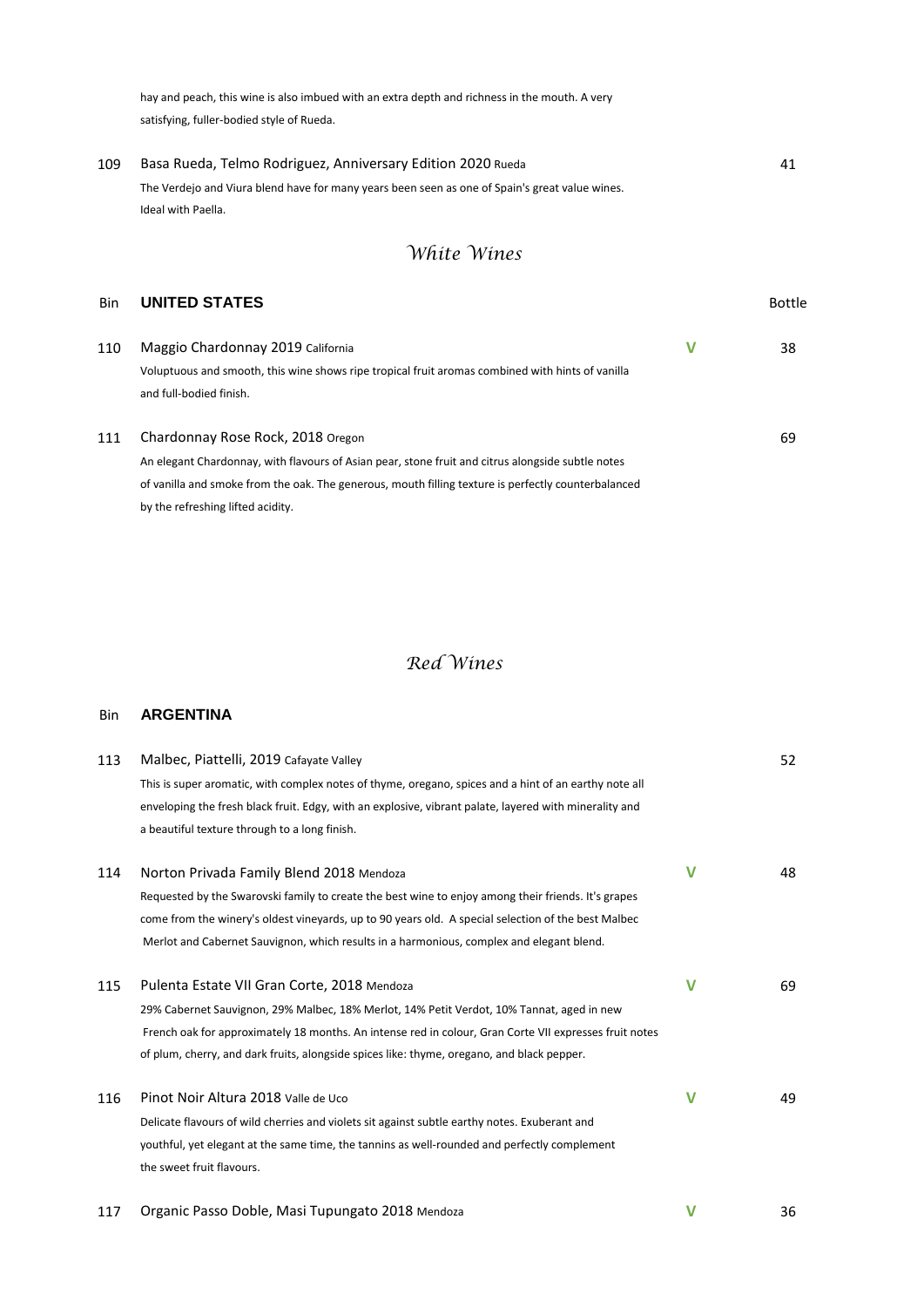hay and peach, this wine is also imbued with an extra depth and richness in the mouth. A very satisfying, fuller-bodied style of Rueda.

| Bin | | | Bottle |
|---|---|---|---|
| 109 | Basa Rueda, Telmo Rodriguez, Anniversary Edition 2020 Rueda<br>The Verdejo and Viura blend have for many years been seen as one of Spain's great value wines. Ideal with Paella. | | 41 |

## *White Wines*

| Bin | **UNITED STATES** | | Bottle |
|---|---|---|---|
| 110 | Maggio Chardonnay 2019 California<br>Voluptuous and smooth, this wine shows ripe tropical fruit aromas combined with hints of vanilla and full-bodied finish. | V | 38 |
| 111 | Chardonnay Rose Rock, 2018 Oregon<br>An elegant Chardonnay, with flavours of Asian pear, stone fruit and citrus alongside subtle notes of vanilla and smoke from the oak. The generous, mouth filling texture is perfectly counterbalanced by the refreshing lifted acidity. | | 69 |

## *Red Wines*

| Bin | **ARGENTINA** | | |
|---|---|---|---|
| 113 | Malbec, Piattelli, 2019 Cafayate Valley<br>This is super aromatic, with complex notes of thyme, oregano, spices and a hint of an earthy note all enveloping the fresh black fruit. Edgy, with an explosive, vibrant palate, layered with minerality and a beautiful texture through to a long finish. | | 52 |
| 114 | Norton Privada Family Blend 2018 Mendoza<br>Requested by the Swarovski family to create the best wine to enjoy among their friends. It's grapes come from the winery's oldest vineyards, up to 90 years old. A special selection of the best Malbec Merlot and Cabernet Sauvignon, which results in a harmonious, complex and elegant blend. | V | 48 |
| 115 | Pulenta Estate VII Gran Corte, 2018 Mendoza<br>29% Cabernet Sauvignon, 29% Malbec, 18% Merlot, 14% Petit Verdot, 10% Tannat, aged in new French oak for approximately 18 months. An intense red in colour, Gran Corte VII expresses fruit notes of plum, cherry, and dark fruits, alongside spices like: thyme, oregano, and black pepper. | V | 69 |
| 116 | Pinot Noir Altura 2018 Valle de Uco<br>Delicate flavours of wild cherries and violets sit against subtle earthy notes. Exuberant and youthful, yet elegant at the same time, the tannins as well-rounded and perfectly complement the sweet fruit flavours. | V | 49 |
| 117 | Organic Passo Doble, Masi Tupungato 2018 Mendoza | V | 36 |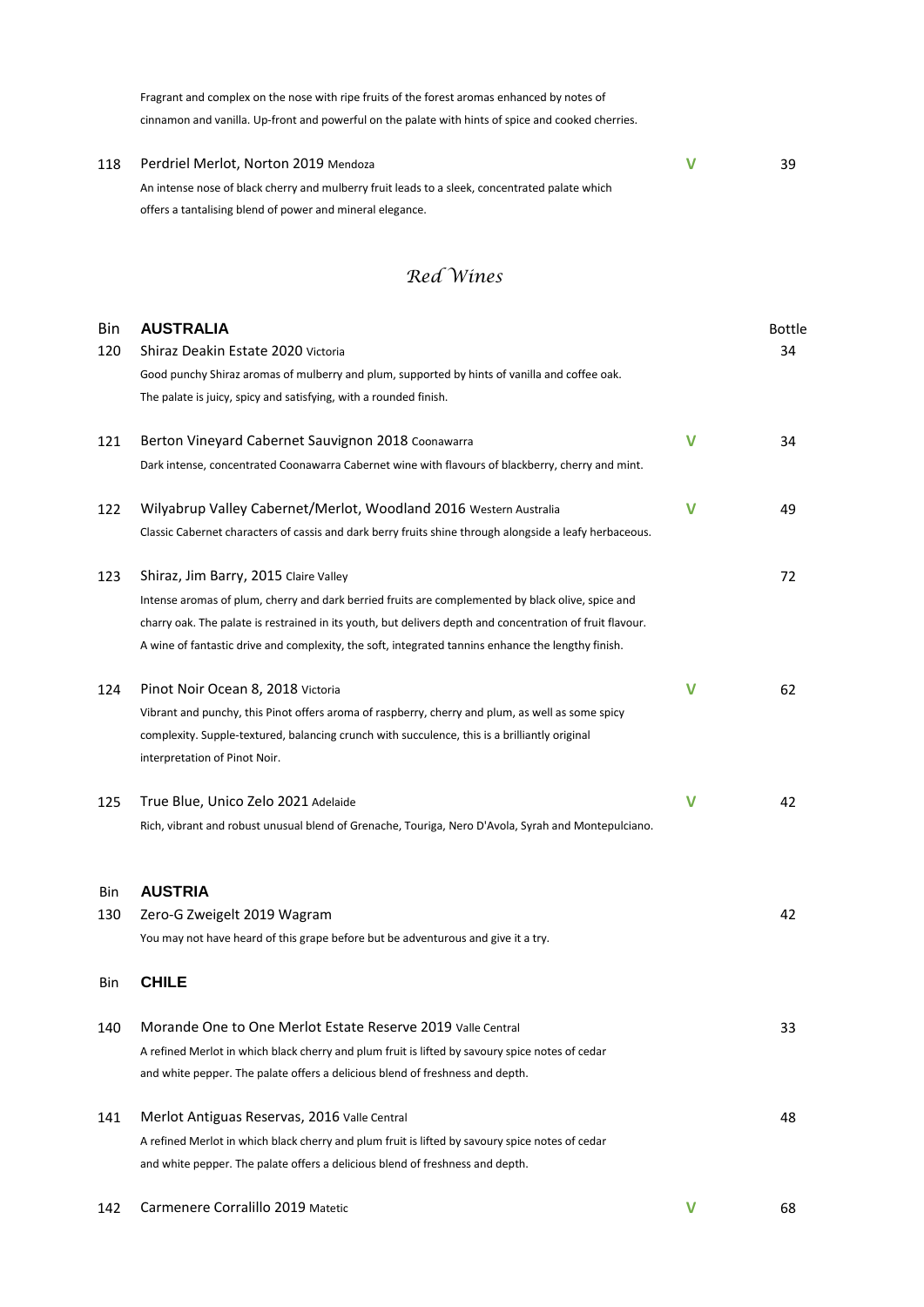Fragrant and complex on the nose with ripe fruits of the forest aromas enhanced by notes of cinnamon and vanilla. Up-front and powerful on the palate with hints of spice and cooked cherries.

| | | | |
|---|---|---|---|
| 118 | Perdriel Merlot, Norton 2019 Mendoza<br>An intense nose of black cherry and mulberry fruit leads to a sleek, concentrated palate which offers a tantalising blend of power and mineral elegance. | V | 39 |

## *Red Wines*

| Bin | **AUSTRALIA** | | Bottle |
|---|---|---|---|
| 120 | Shiraz Deakin Estate 2020 Victoria<br>Good punchy Shiraz aromas of mulberry and plum, supported by hints of vanilla and coffee oak. The palate is juicy, spicy and satisfying, with a rounded finish. | | 34 |
| 121 | Berton Vineyard Cabernet Sauvignon 2018 Coonawarra<br>Dark intense, concentrated Coonawarra Cabernet wine with flavours of blackberry, cherry and mint. | V | 34 |
| 122 | Wilyabrup Valley Cabernet/Merlot, Woodland 2016 Western Australia<br>Classic Cabernet characters of cassis and dark berry fruits shine through alongside a leafy herbaceous. | V | 49 |
| 123 | Shiraz, Jim Barry, 2015 Claire Valley<br>Intense aromas of plum, cherry and dark berried fruits are complemented by black olive, spice and charry oak. The palate is restrained in its youth, but delivers depth and concentration of fruit flavour. A wine of fantastic drive and complexity, the soft, integrated tannins enhance the lengthy finish. | | 72 |
| 124 | Pinot Noir Ocean 8, 2018 Victoria<br>Vibrant and punchy, this Pinot offers aroma of raspberry, cherry and plum, as well as some spicy complexity. Supple-textured, balancing crunch with succulence, this is a brilliantly original interpretation of Pinot Noir. | V | 62 |
| 125 | True Blue, Unico Zelo 2021 Adelaide<br>Rich, vibrant and robust unusual blend of Grenache, Touriga, Nero D'Avola, Syrah and Montepulciano. | V | 42 |

| Bin | **AUSTRIA** | | |
|---|---|---|---|
| 130 | Zero-G Zweigelt 2019 Wagram<br>You may not have heard of this grape before but be adventurous and give it a try. | | 42 |

| Bin | **CHILE** | | |
|---|---|---|---|
| 140 | Morande One to One Merlot Estate Reserve 2019 Valle Central<br>A refined Merlot in which black cherry and plum fruit is lifted by savoury spice notes of cedar and white pepper. The palate offers a delicious blend of freshness and depth. | | 33 |
| 141 | Merlot Antiguas Reservas, 2016 Valle Central<br>A refined Merlot in which black cherry and plum fruit is lifted by savoury spice notes of cedar and white pepper. The palate offers a delicious blend of freshness and depth. | | 48 |
| 142 | Carmenere Corralillo 2019 Matetic | V | 68 |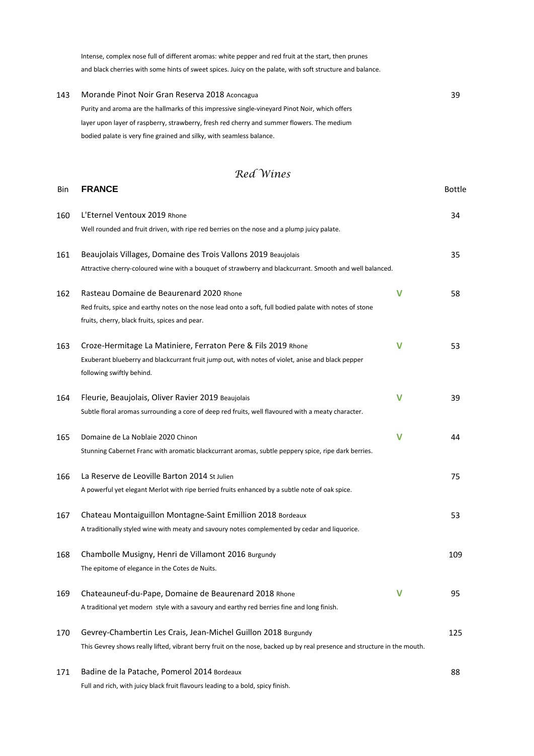Intense, complex nose full of different aromas: white pepper and red fruit at the start, then prunes and black cherries with some hints of sweet spices. Juicy on the palate, with soft structure and balance.

143 Morande Pinot Noir Gran Reserva 2018 Aconcagua — 39

Purity and aroma are the hallmarks of this impressive single-vineyard Pinot Noir, which offers layer upon layer of raspberry, strawberry, fresh red cherry and summer flowers. The medium bodied palate is very fine grained and silky, with seamless balance.

## *Red Wines*

| Bin | FRANCE | | Bottle |
|---|---|---|---|
| 160 | L'Eternel Ventoux 2019 Rhone<br>Well rounded and fruit driven, with ripe red berries on the nose and a plump juicy palate. | | 34 |
| 161 | Beaujolais Villages, Domaine des Trois Vallons 2019 Beaujolais<br>Attractive cherry-coloured wine with a bouquet of strawberry and blackcurrant. Smooth and well balanced. | | 35 |
| 162 | Rasteau Domaine de Beaurenard 2020 Rhone<br>Red fruits, spice and earthy notes on the nose lead onto a soft, full bodied palate with notes of stone fruits, cherry, black fruits, spices and pear. | V | 58 |
| 163 | Croze-Hermitage La Matiniere, Ferraton Pere & Fils 2019 Rhone<br>Exuberant blueberry and blackcurrant fruit jump out, with notes of violet, anise and black pepper following swiftly behind. | V | 53 |
| 164 | Fleurie, Beaujolais, Oliver Ravier 2019 Beaujolais<br>Subtle floral aromas surrounding a core of deep red fruits, well flavoured with a meaty character. | V | 39 |
| 165 | Domaine de La Noblaie 2020 Chinon<br>Stunning Cabernet Franc with aromatic blackcurrant aromas, subtle peppery spice, ripe dark berries. | V | 44 |
| 166 | La Reserve de Leoville Barton 2014 St Julien<br>A powerful yet elegant Merlot with ripe berried fruits enhanced by a subtle note of oak spice. | | 75 |
| 167 | Chateau Montaiguillon Montagne-Saint Emillion 2018 Bordeaux<br>A traditionally styled wine with meaty and savoury notes complemented by cedar and liquorice. | | 53 |
| 168 | Chambolle Musigny, Henri de Villamont 2016 Burgundy<br>The epitome of elegance in the Cotes de Nuits. | | 109 |
| 169 | Chateauneuf-du-Pape, Domaine de Beaurenard 2018 Rhone<br>A traditional yet modern style with a savoury and earthy red berries fine and long finish. | V | 95 |
| 170 | Gevrey-Chambertin Les Crais, Jean-Michel Guillon 2018 Burgundy<br>This Gevrey shows really lifted, vibrant berry fruit on the nose, backed up by real presence and structure in the mouth. | | 125 |
| 171 | Badine de la Patache, Pomerol 2014 Bordeaux<br>Full and rich, with juicy black fruit flavours leading to a bold, spicy finish. | | 88 |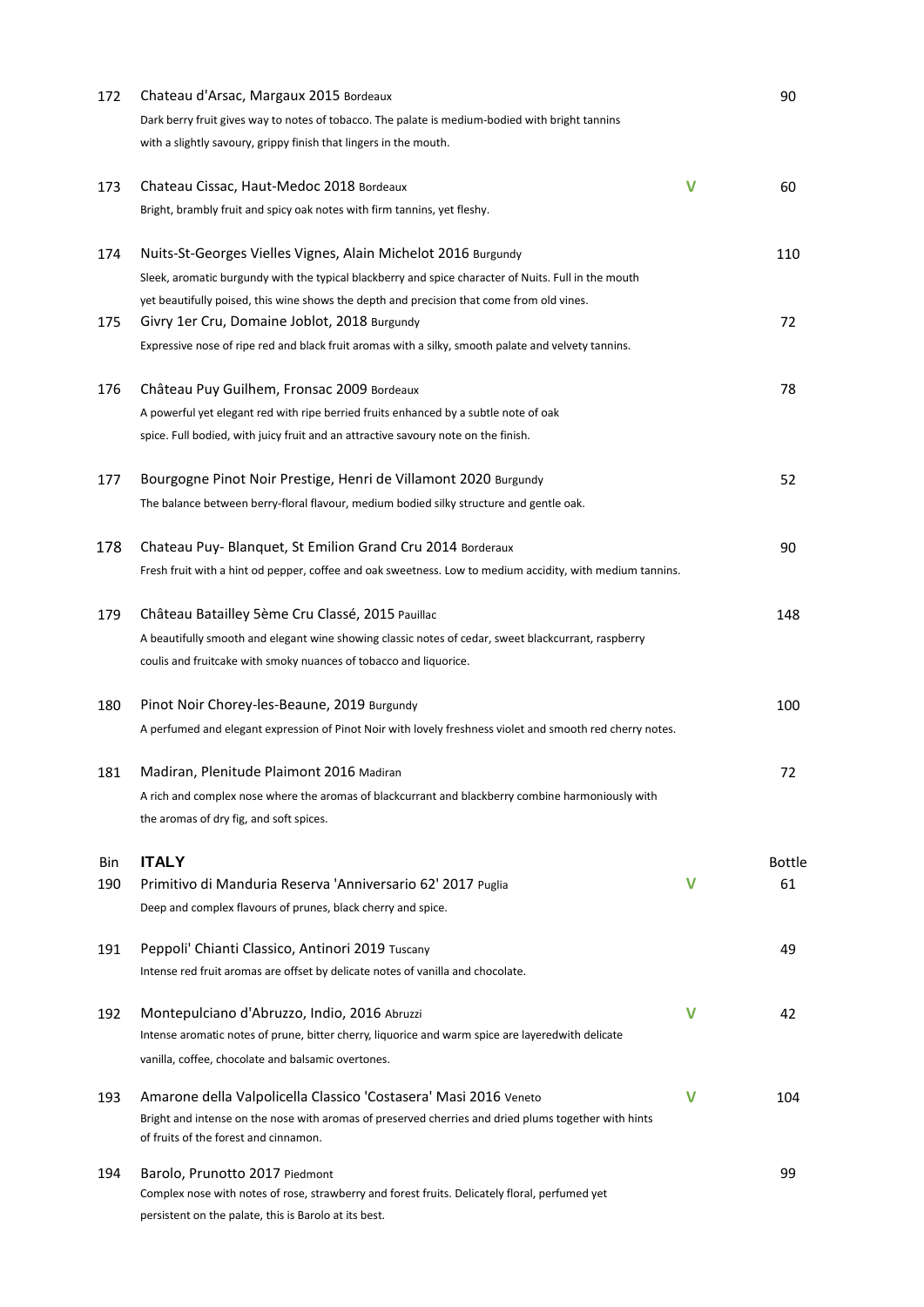| Bin | Wine | | Bottle |
|---|---|---|---|
| 172 | Chateau d'Arsac, Margaux 2015 Bordeaux<br>Dark berry fruit gives way to notes of tobacco. The palate is medium-bodied with bright tannins with a slightly savoury, grippy finish that lingers in the mouth. | | 90 |
| 173 | Chateau Cissac, Haut-Medoc 2018 Bordeaux<br>Bright, brambly fruit and spicy oak notes with firm tannins, yet fleshy. | V | 60 |
| 174 | Nuits-St-Georges Vielles Vignes, Alain Michelot 2016 Burgundy<br>Sleek, aromatic burgundy with the typical blackberry and spice character of Nuits. Full in the mouth yet beautifully poised, this wine shows the depth and precision that come from old vines. | | 110 |
| 175 | Givry 1er Cru, Domaine Joblot, 2018 Burgundy<br>Expressive nose of ripe red and black fruit aromas with a silky, smooth palate and velvety tannins. | | 72 |
| 176 | Château Puy Guilhem, Fronsac 2009 Bordeaux<br>A powerful yet elegant red with ripe berried fruits enhanced by a subtle note of oak spice. Full bodied, with juicy fruit and an attractive savoury note on the finish. | | 78 |
| 177 | Bourgogne Pinot Noir Prestige, Henri de Villamont 2020 Burgundy<br>The balance between berry-floral flavour, medium bodied silky structure and gentle oak. | | 52 |
| 178 | Chateau Puy- Blanquet, St Emilion Grand Cru 2014 Borderaux<br>Fresh fruit with a hint od pepper, coffee and oak sweetness. Low to medium accidity, with medium tannins. | | 90 |
| 179 | Château Batailley 5ème Cru Classé, 2015 Pauillac<br>A beautifully smooth and elegant wine showing classic notes of cedar, sweet blackcurrant, raspberry coulis and fruitcake with smoky nuances of tobacco and liquorice. | | 148 |
| 180 | Pinot Noir Chorey-les-Beaune, 2019 Burgundy<br>A perfumed and elegant expression of Pinot Noir with lovely freshness violet and smooth red cherry notes. | | 100 |
| 181 | Madiran, Plenitude Plaimont 2016 Madiran<br>A rich and complex nose where the aromas of blackcurrant and blackberry combine harmoniously with the aromas of dry fig, and soft spices. | | 72 |

| Bin | **ITALY** | | Bottle |
|---|---|---|---|
| 190 | Primitivo di Manduria Reserva 'Anniversario 62' 2017 Puglia<br>Deep and complex flavours of prunes, black cherry and spice. | V | 61 |
| 191 | Peppoli' Chianti Classico, Antinori 2019 Tuscany<br>Intense red fruit aromas are offset by delicate notes of vanilla and chocolate. | | 49 |
| 192 | Montepulciano d'Abruzzo, Indio, 2016 Abruzzi<br>Intense aromatic notes of prune, bitter cherry, liquorice and warm spice are layeredwith delicate vanilla, coffee, chocolate and balsamic overtones. | V | 42 |
| 193 | Amarone della Valpolicella Classico 'Costasera' Masi 2016 Veneto<br>Bright and intense on the nose with aromas of preserved cherries and dried plums together with hints of fruits of the forest and cinnamon. | V | 104 |
| 194 | Barolo, Prunotto 2017 Piedmont<br>Complex nose with notes of rose, strawberry and forest fruits. Delicately floral, perfumed yet persistent on the palate, this is Barolo at its best. | | 99 |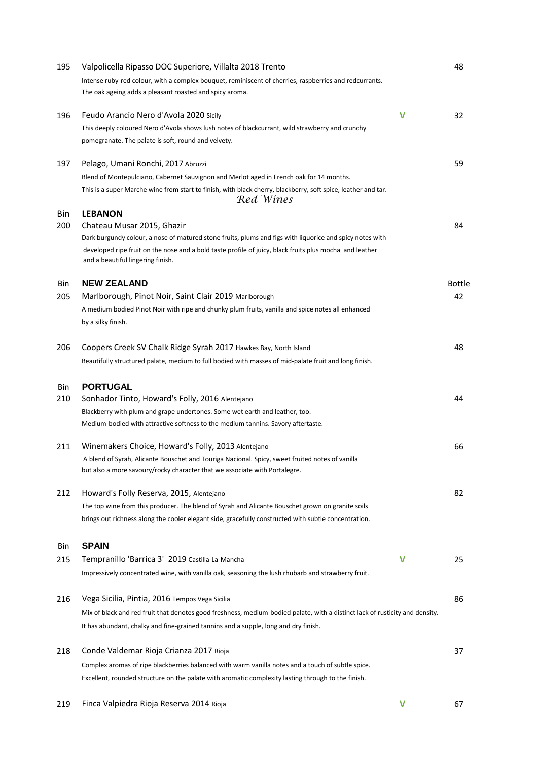**195** Valpolicella Ripasso DOC Superiore, Villalta 2018 Trento — 48

Intense ruby-red colour, with a complex bouquet, reminiscent of cherries, raspberries and redcurrants.
The oak ageing adds a pleasant roasted and spicy aroma.

**196** Feudo Arancio Nero d'Avola 2020 Sicily — V — 32

This deeply coloured Nero d'Avola shows lush notes of blackcurrant, wild strawberry and crunchy pomegranate. The palate is soft, round and velvety.

**197** Pelago, Umani Ronchi, 2017 Abruzzi — 59

Blend of Montepulciano, Cabernet Sauvignon and Merlot aged in French oak for 14 months.
This is a super Marche wine from start to finish, with black cherry, blackberry, soft spice, leather and tar.

*Red Wines*

## Bin LEBANON

**200** Chateau Musar 2015, Ghazir — 84

Dark burgundy colour, a nose of matured stone fruits, plums and figs with liquorice and spicy notes with developed ripe fruit on the nose and a bold taste profile of juicy, black fruits plus mocha and leather and a beautiful lingering finish.

## Bin NEW ZEALAND — Bottle

**205** Marlborough, Pinot Noir, Saint Clair 2019 Marlborough — 42

A medium bodied Pinot Noir with ripe and chunky plum fruits, vanilla and spice notes all enhanced by a silky finish.

**206** Coopers Creek SV Chalk Ridge Syrah 2017 Hawkes Bay, North Island — 48

Beautifully structured palate, medium to full bodied with masses of mid-palate fruit and long finish.

## Bin PORTUGAL

**210** Sonhador Tinto, Howard's Folly, 2016 Alentejano — 44

Blackberry with plum and grape undertones. Some wet earth and leather, too.
Medium-bodied with attractive softness to the medium tannins. Savory aftertaste.

**211** Winemakers Choice, Howard's Folly, 2013 Alentejano — 66

A blend of Syrah, Alicante Bouschet and Touriga Nacional. Spicy, sweet fruited notes of vanilla but also a more savoury/rocky character that we associate with Portalegre.

**212** Howard's Folly Reserva, 2015, Alentejano — 82

The top wine from this producer. The blend of Syrah and Alicante Bouschet grown on granite soils brings out richness along the cooler elegant side, gracefully constructed with subtle concentration.

## Bin SPAIN

**215** Tempranillo 'Barrica 3' 2019 Castilla-La-Mancha — V — 25

Impressively concentrated wine, with vanilla oak, seasoning the lush rhubarb and strawberry fruit.

**216** Vega Sicilia, Pintia, 2016 Tempos Vega Sicilia — 86

Mix of black and red fruit that denotes good freshness, medium-bodied palate, with a distinct lack of rusticity and density.
It has abundant, chalky and fine-grained tannins and a supple, long and dry finish.

**218** Conde Valdemar Rioja Crianza 2017 Rioja — 37

Complex aromas of ripe blackberries balanced with warm vanilla notes and a touch of subtle spice.
Excellent, rounded structure on the palate with aromatic complexity lasting through to the finish.

**219** Finca Valpiedra Rioja Reserva 2014 Rioja — V — 67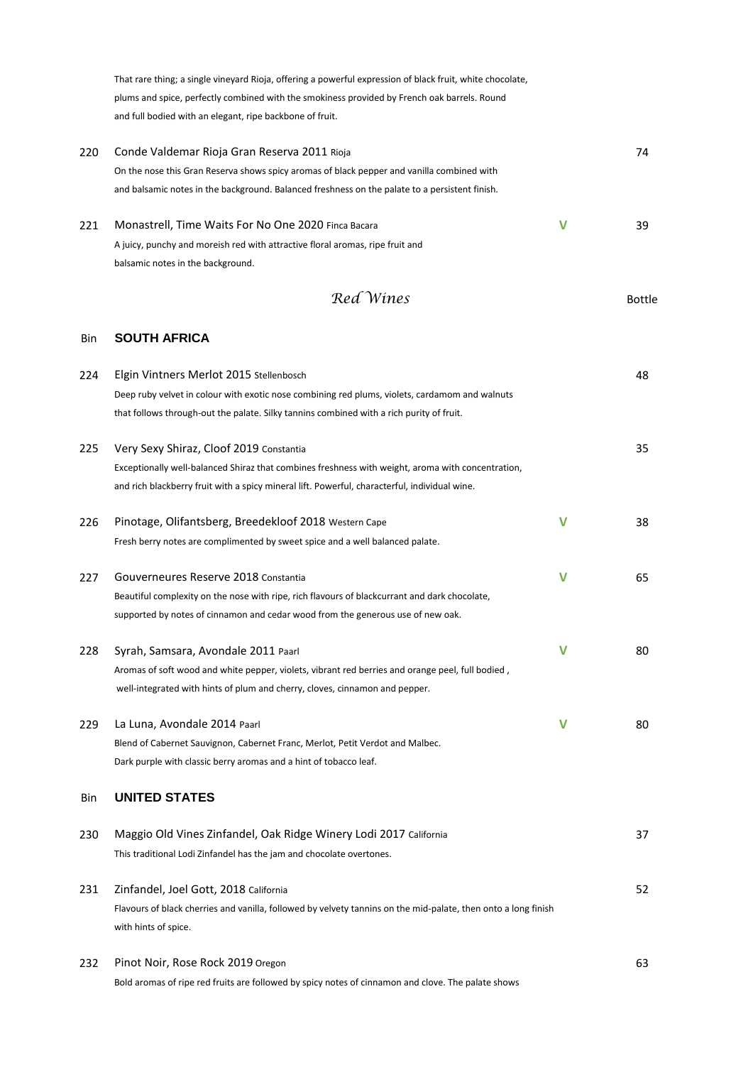That rare thing; a single vineyard Rioja, offering a powerful expression of black fruit, white chocolate, plums and spice, perfectly combined with the smokiness provided by French oak barrels. Round and full bodied with an elegant, ripe backbone of fruit.

| | | | |
|---|---|---|---|
| 220 | Conde Valdemar Rioja Gran Reserva 2011 Rioja<br>On the nose this Gran Reserva shows spicy aromas of black pepper and vanilla combined with and balsamic notes in the background. Balanced freshness on the palate to a persistent finish. | | 74 |
| 221 | Monastrell, Time Waits For No One 2020 Finca Bacara<br>A juicy, punchy and moreish red with attractive floral aromas, ripe fruit and balsamic notes in the background. | V | 39 |

## *Red Wines*

| Bin | SOUTH AFRICA | | Bottle |
|---|---|---|---|
| 224 | Elgin Vintners Merlot 2015 Stellenbosch<br>Deep ruby velvet in colour with exotic nose combining red plums, violets, cardamom and walnuts that follows through-out the palate. Silky tannins combined with a rich purity of fruit. | | 48 |
| 225 | Very Sexy Shiraz, Cloof 2019 Constantia<br>Exceptionally well-balanced Shiraz that combines freshness with weight, aroma with concentration, and rich blackberry fruit with a spicy mineral lift. Powerful, characterful, individual wine. | | 35 |
| 226 | Pinotage, Olifantsberg, Breedekloof 2018 Western Cape<br>Fresh berry notes are complimented by sweet spice and a well balanced palate. | V | 38 |
| 227 | Gouverneures Reserve 2018 Constantia<br>Beautiful complexity on the nose with ripe, rich flavours of blackcurrant and dark chocolate, supported by notes of cinnamon and cedar wood from the generous use of new oak. | V | 65 |
| 228 | Syrah, Samsara, Avondale 2011 Paarl<br>Aromas of soft wood and white pepper, violets, vibrant red berries and orange peel, full bodied , well-integrated with hints of plum and cherry, cloves, cinnamon and pepper. | V | 80 |
| 229 | La Luna, Avondale 2014 Paarl<br>Blend of Cabernet Sauvignon, Cabernet Franc, Merlot, Petit Verdot and Malbec. Dark purple with classic berry aromas and a hint of tobacco leaf. | V | 80 |

| Bin | UNITED STATES | | |
|---|---|---|---|
| 230 | Maggio Old Vines Zinfandel, Oak Ridge Winery Lodi 2017 California<br>This traditional Lodi Zinfandel has the jam and chocolate overtones. | | 37 |
| 231 | Zinfandel, Joel Gott, 2018 California<br>Flavours of black cherries and vanilla, followed by velvety tannins on the mid-palate, then onto a long finish with hints of spice. | | 52 |
| 232 | Pinot Noir, Rose Rock 2019 Oregon<br>Bold aromas of ripe red fruits are followed by spicy notes of cinnamon and clove. The palate shows | | 63 |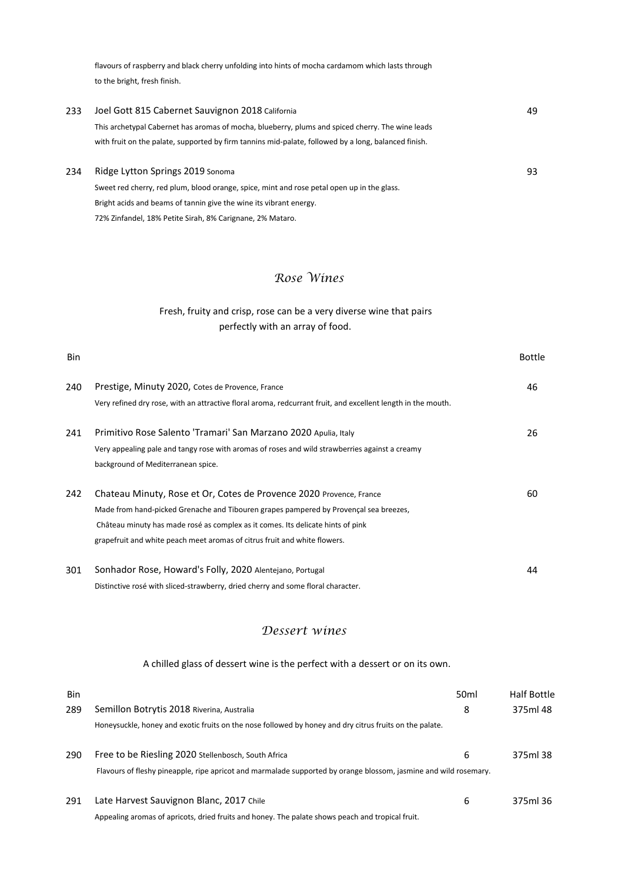flavours of raspberry and black cherry unfolding into hints of mocha cardamom which lasts through to the bright, fresh finish.

| Bin | | Bottle |
|---|---|---|
| 233 | Joel Gott 815 Cabernet Sauvignon 2018 California<br>This archetypal Cabernet has aromas of mocha, blueberry, plums and spiced cherry. The wine leads with fruit on the palate, supported by firm tannins mid-palate, followed by a long, balanced finish. | 49 |
| 234 | Ridge Lytton Springs 2019 Sonoma<br>Sweet red cherry, red plum, blood orange, spice, mint and rose petal open up in the glass. Bright acids and beams of tannin give the wine its vibrant energy. 72% Zinfandel, 18% Petite Sirah, 8% Carignane, 2% Mataro. | 93 |

## *Rose Wines*

Fresh, fruity and crisp, rose can be a very diverse wine that pairs perfectly with an array of food.

| Bin | | Bottle |
|---|---|---|
| 240 | Prestige, Minuty 2020, Cotes de Provence, France<br>Very refined dry rose, with an attractive floral aroma, redcurrant fruit, and excellent length in the mouth. | 46 |
| 241 | Primitivo Rose Salento 'Tramari' San Marzano 2020 Apulia, Italy<br>Very appealing pale and tangy rose with aromas of roses and wild strawberries against a creamy background of Mediterranean spice. | 26 |
| 242 | Chateau Minuty, Rose et Or, Cotes de Provence 2020 Provence, France<br>Made from hand-picked Grenache and Tibouren grapes pampered by Provençal sea breezes, Château minuty has made rosé as complex as it comes. Its delicate hints of pink grapefruit and white peach meet aromas of citrus fruit and white flowers. | 60 |
| 301 | Sonhador Rose, Howard's Folly, 2020 Alentejano, Portugal<br>Distinctive rosé with sliced-strawberry, dried cherry and some floral character. | 44 |

## *Dessert wines*

A chilled glass of dessert wine is the perfect with a dessert or on its own.

| Bin | | 50ml | Half Bottle |
|---|---|---|---|
| 289 | Semillon Botrytis 2018 Riverina, Australia<br>Honeysuckle, honey and exotic fruits on the nose followed by honey and dry citrus fruits on the palate. | 8 | 375ml 48 |
| 290 | Free to be Riesling 2020 Stellenbosch, South Africa<br>Flavours of fleshy pineapple, ripe apricot and marmalade supported by orange blossom, jasmine and wild rosemary. | 6 | 375ml 38 |
| 291 | Late Harvest Sauvignon Blanc, 2017 Chile<br>Appealing aromas of apricots, dried fruits and honey. The palate shows peach and tropical fruit. | 6 | 375ml 36 |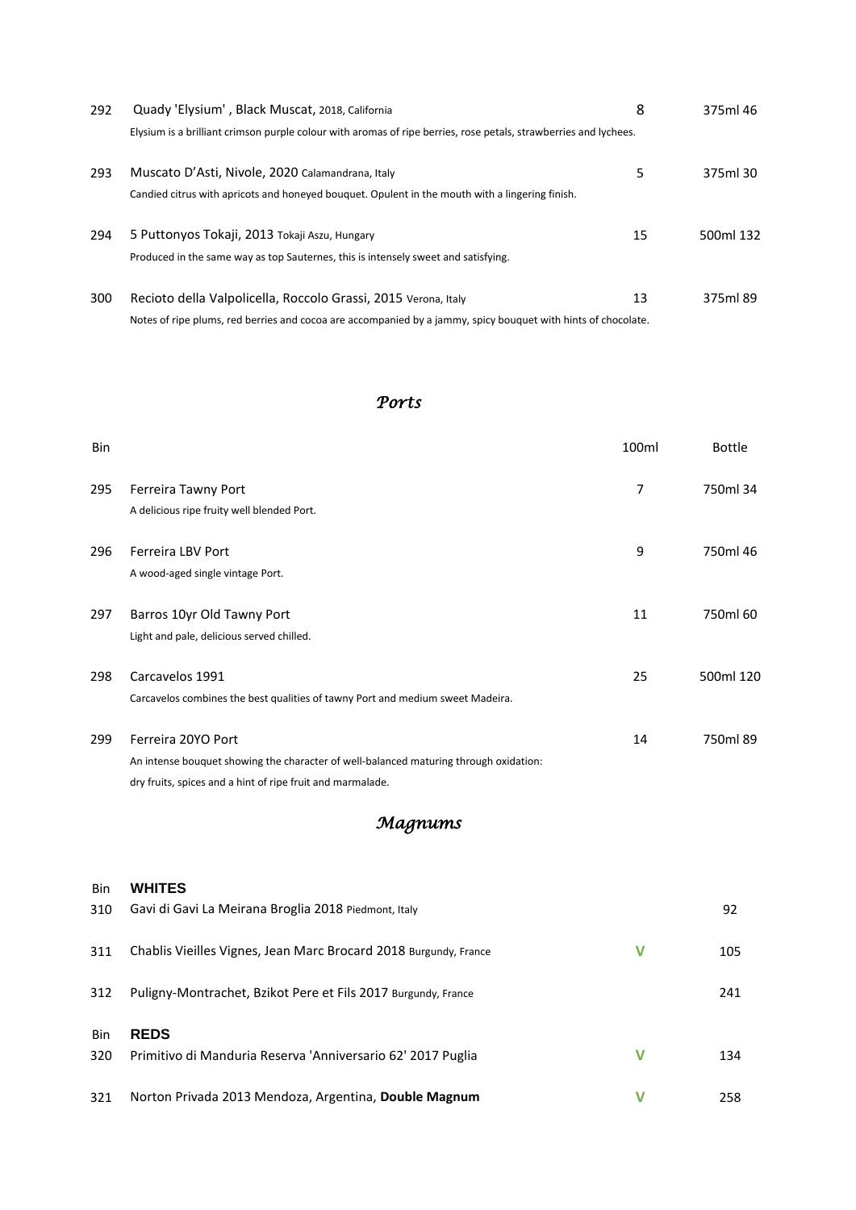| Bin | | 100ml | Bottle |
|---|---|---|---|
| 292 | Quady 'Elysium' , Black Muscat, 2018, California<br>Elysium is a brilliant crimson purple colour with aromas of ripe berries, rose petals, strawberries and lychees. | 8 | 375ml 46 |
| 293 | Muscato D'Asti, Nivole, 2020 Calamandrana, Italy<br>Candied citrus with apricots and honeyed bouquet. Opulent in the mouth with a lingering finish. | 5 | 375ml 30 |
| 294 | 5 Puttonyos Tokaji, 2013 Tokaji Aszu, Hungary<br>Produced in the same way as top Sauternes, this is intensely sweet and satisfying. | 15 | 500ml 132 |
| 300 | Recioto della Valpolicella, Roccolo Grassi, 2015 Verona, Italy<br>Notes of ripe plums, red berries and cocoa are accompanied by a jammy, spicy bouquet with hints of chocolate. | 13 | 375ml 89 |

## *Ports*

| Bin | | 100ml | Bottle |
|---|---|---|---|
| 295 | Ferreira Tawny Port<br>A delicious ripe fruity well blended Port. | 7 | 750ml 34 |
| 296 | Ferreira LBV Port<br>A wood-aged single vintage Port. | 9 | 750ml 46 |
| 297 | Barros 10yr Old Tawny Port<br>Light and pale, delicious served chilled. | 11 | 750ml 60 |
| 298 | Carcavelos 1991<br>Carcavelos combines the best qualities of tawny Port and medium sweet Madeira. | 25 | 500ml 120 |
| 299 | Ferreira 20YO Port<br>An intense bouquet showing the character of well-balanced maturing through oxidation:<br>dry fruits, spices and a hint of ripe fruit and marmalade. | 14 | 750ml 89 |

## *Magnums*

| Bin | **WHITES** | | |
|---|---|---|---|
| 310 | Gavi di Gavi La Meirana Broglia 2018 Piedmont, Italy | | 92 |
| 311 | Chablis Vieilles Vignes, Jean Marc Brocard 2018 Burgundy, France | V | 105 |
| 312 | Puligny-Montrachet, Bzikot Pere et Fils 2017 Burgundy, France | | 241 |

| Bin | **REDS** | | |
|---|---|---|---|
| 320 | Primitivo di Manduria Reserva 'Anniversario 62' 2017 Puglia | V | 134 |
| 321 | Norton Privada 2013 Mendoza, Argentina, **Double Magnum** | V | 258 |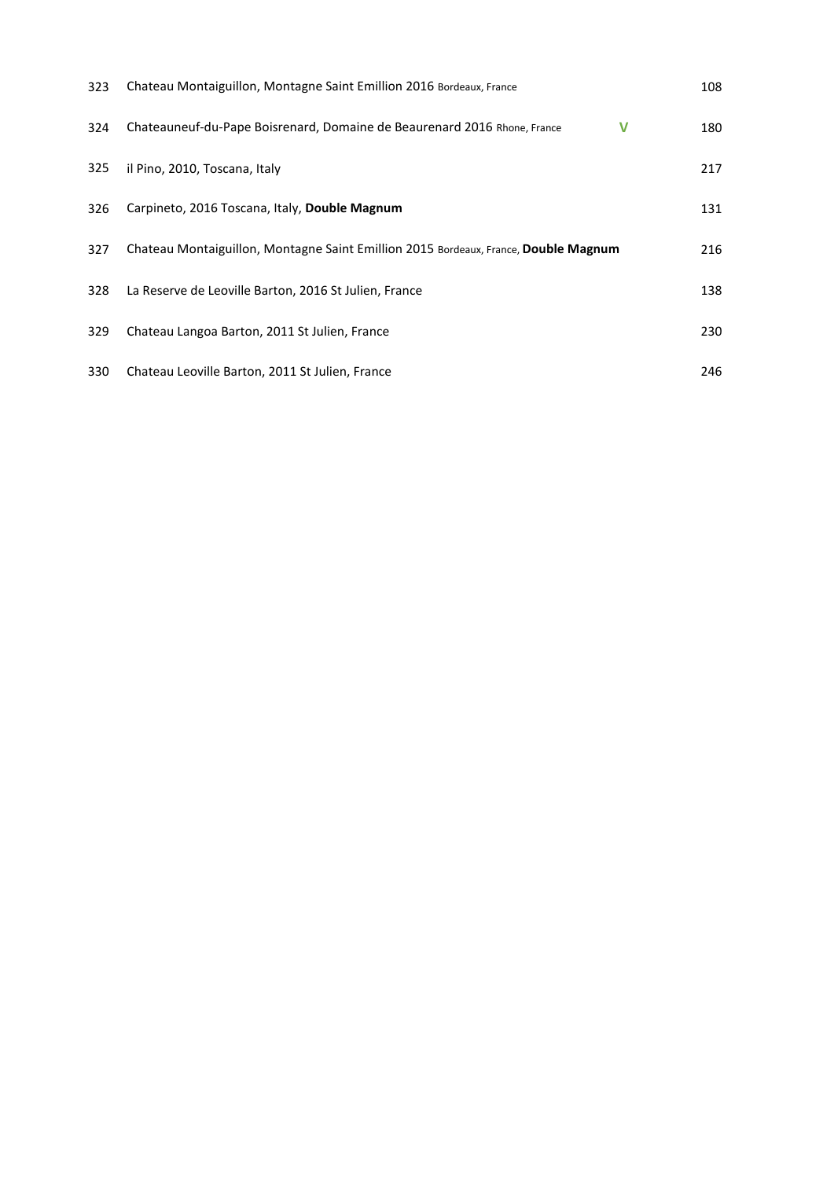| | | | |
|---|---|---|---|
| 323 | Chateau Montaiguillon, Montagne Saint Emillion 2016 Bordeaux, France | | 108 |
| 324 | Chateauneuf-du-Pape Boisrenard, Domaine de Beaurenard 2016 Rhone, France | V | 180 |
| 325 | il Pino, 2010, Toscana, Italy | | 217 |
| 326 | Carpineto, 2016 Toscana, Italy, **Double Magnum** | | 131 |
| 327 | Chateau Montaiguillon, Montagne Saint Emillion 2015 Bordeaux, France, **Double Magnum** | | 216 |
| 328 | La Reserve de Leoville Barton, 2016 St Julien, France | | 138 |
| 329 | Chateau Langoa Barton, 2011 St Julien, France | | 230 |
| 330 | Chateau Leoville Barton, 2011 St Julien, France | | 246 |